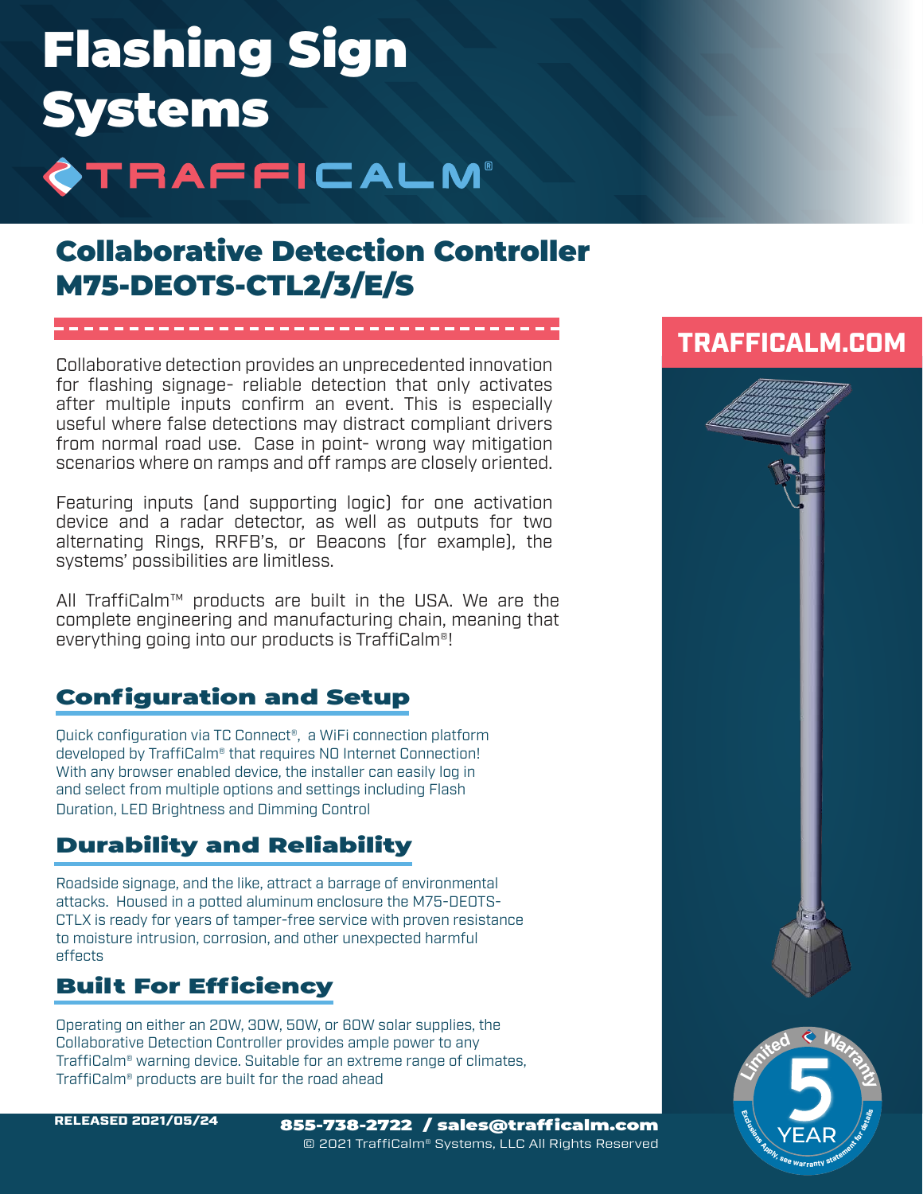# Flashing Sign Systems

TRAFFICALM®

## Collaborative Detection Controller M75-DEOTS-CTL2/3/E/S

Collaborative detection provides an unprecedented innovation for flashing signage- reliable detection that only activates after multiple inputs confirm an event. This is especially useful where false detections may distract compliant drivers from normal road use. Case in point- wrong way mitigation scenarios where on ramps and off ramps are closely oriented.

Featuring inputs (and supporting logic) for one activation device and a radar detector, as well as outputs for two alternating Rings, RRFB's, or Beacons (for example), the systems' possibilities are limitless.

All TraffiCalm™ products are built in the USA. We are the complete engineering and manufacturing chain, meaning that everything going into our products is TraffiCalm®!

### Configuration and Setup

Quick configuration via TC Connect®, a WiFi connection platform developed by TraffiCalm® that requires NO Internet Connection! With any browser enabled device, the installer can easily log in and select from multiple options and settings including Flash Duration, LED Brightness and Dimming Control

### Durability and Reliability

Roadside signage, and the like, attract a barrage of environmental attacks. Housed in a potted aluminum enclosure the M75-DEOTS-CTLX is ready for years of tamper-free service with proven resistance to moisture intrusion, corrosion, and other unexpected harmful effects

### Built For Efficiency

Operating on either an 20W, 30W, 50W, or 60W solar supplies, the Collaborative Detection Controller provides ample power to any TraffiCalm® warning device. Suitable for an extreme range of climates, TraffiCalm® products are built for the road ahead

**TRAFFICALM.COM**

Limited Warranty 5 YEAR — Exclusions Apply, see warranty statement for details

**RELEASED 2021/05/24**

**855-738-2722 / sales@trafficalm.com**

© 2021 TraffiCalm® Systems, LLC All Rights Reserved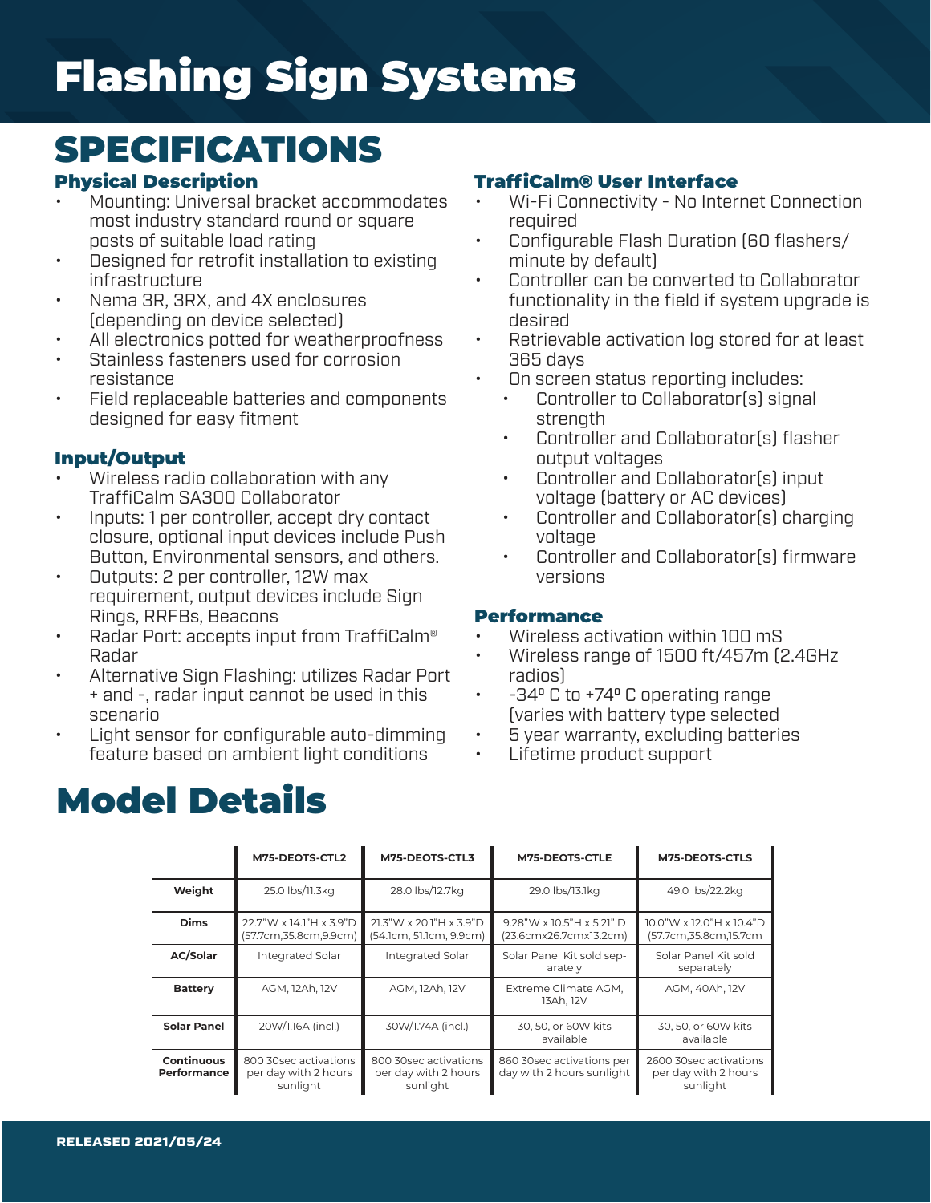# Flashing Sign Systems

## SPECIFICATIONS

### Physical Description

- Mounting: Universal bracket accommodates most industry standard round or square posts of suitable load rating
- Designed for retrofit installation to existing infrastructure
- Nema 3R, 3RX, and 4X enclosures (depending on device selected)
- All electronics potted for weatherproofness
- Stainless fasteners used for corrosion resistance
- Field replaceable batteries and components designed for easy fitment

### Input/Output

- Wireless radio collaboration with any TraffiCalm SA300 Collaborator
- Inputs: 1 per controller, accept dry contact closure, optional input devices include Push Button, Environmental sensors, and others.
- Outputs: 2 per controller, 12W max requirement, output devices include Sign Rings, RRFBs, Beacons
- Radar Port: accepts input from TraffiCalm® Radar
- Alternative Sign Flashing: utilizes Radar Port + and -, radar input cannot be used in this scenario
- Light sensor for configurable auto-dimming feature based on ambient light conditions

### TraffiCalm® User Interface

- Wi-Fi Connectivity - No Internet Connection required
- Configurable Flash Duration (60 flashers/ minute by default)
- Controller can be converted to Collaborator functionality in the field if system upgrade is desired
- Retrievable activation log stored for at least 365 days
- On screen status reporting includes:
  - Controller to Collaborator(s) signal strength
  - Controller and Collaborator(s) flasher output voltages
  - Controller and Collaborator(s) input voltage (battery or AC devices)
  - Controller and Collaborator(s) charging voltage
  - Controller and Collaborator(s) firmware versions

### Performance

- Wireless activation within 100 mS
- Wireless range of 1500 ft/457m (2.4GHz radios)
- -34º C to +74º C operating range (varies with battery type selected
- 5 year warranty, excluding batteries
- Lifetime product support

## Model Details

| | M75-DEOTS-CTL2 | M75-DEOTS-CTL3 | M75-DEOTS-CTLE | M75-DEOTS-CTLS |
|---|---|---|---|---|
| **Weight** | 25.0 lbs/11.3kg | 28.0 lbs/12.7kg | 29.0 lbs/13.1kg | 49.0 lbs/22.2kg |
| **Dims** | 22.7"W x 14.1"H x 3.9"D (57.7cm,35.8cm,9.9cm) | 21.3"W x 20.1"H x 3.9"D (54.1cm, 51.1cm, 9.9cm) | 9.28"W x 10.5"H x 5.21" D (23.6cmx26.7cmx13.2cm) | 10.0"W x 12.0"H x 10.4"D (57.7cm,35.8cm,15.7cm |
| **AC/Solar** | Integrated Solar | Integrated Solar | Solar Panel Kit sold separately | Solar Panel Kit sold separately |
| **Battery** | AGM, 12Ah, 12V | AGM, 12Ah, 12V | Extreme Climate AGM, 13Ah, 12V | AGM, 40Ah, 12V |
| **Solar Panel** | 20W/1.16A (incl.) | 30W/1.74A (incl.) | 30, 50, or 60W kits available | 30, 50, or 60W kits available |
| **Continuous Performance** | 800 30sec activations per day with 2 hours sunlight | 800 30sec activations per day with 2 hours sunlight | 860 30sec activations per day with 2 hours sunlight | 2600 30sec activations per day with 2 hours sunlight |

**RELEASED 2021/05/24**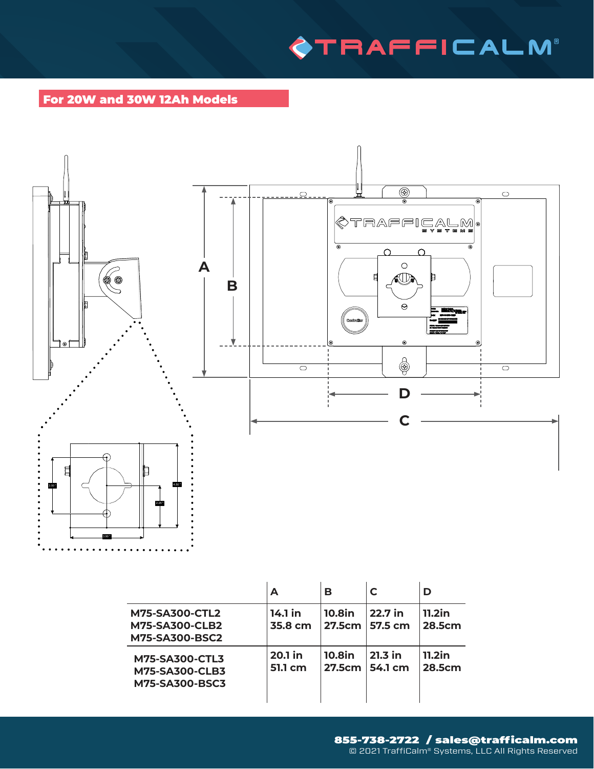## For 20W and 30W 12Ah Models

| | A | B | C | D |
|---|---|---|---|---|
| M75-SA300-CTL2<br>M75-SA300-CLB2<br>M75-SA300-BSC2 | 14.1 in<br>35.8 cm | 10.8in<br>27.5cm | 22.7 in<br>57.5 cm | 11.2in<br>28.5cm |
| M75-SA300-CTL3<br>M75-SA300-CLB3<br>M75-SA300-BSC3 | 20.1 in<br>51.1 cm | 10.8in<br>27.5cm | 21.3 in<br>54.1 cm | 11.2in<br>28.5cm |

855-738-2722 / sales@trafficalm.com

© 2021 TraffiCalm® Systems, LLC All Rights Reserved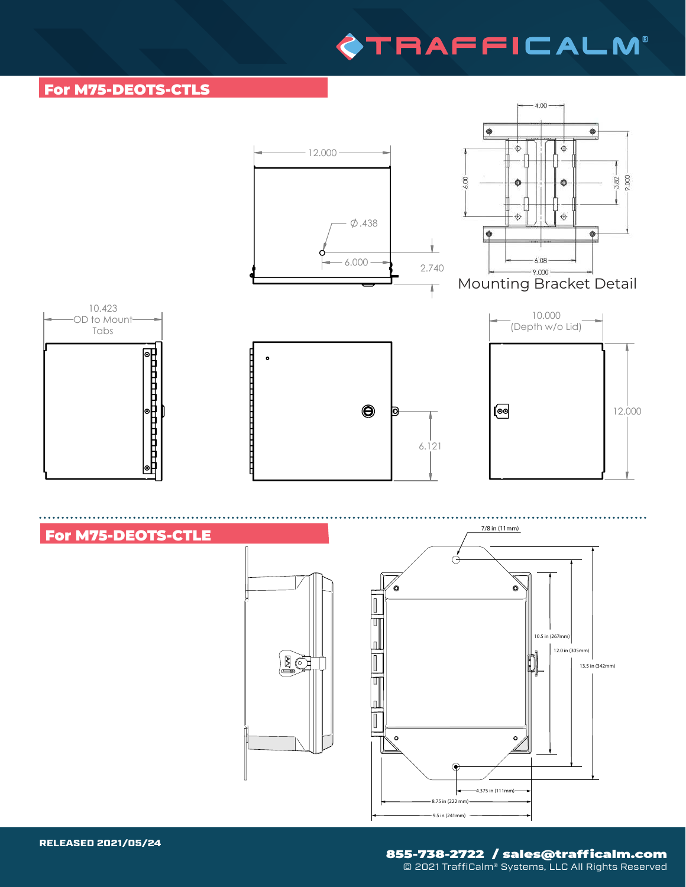## For M75-DEOTS-CTLS

12.000

Ø.438

6.000

2.740

4.00

6.00

3.82

9.000

6.08

9.000

Mounting Bracket Detail

10.423
OD to Mount
Tabs

6.121

10.000
(Depth w/o Lid)

12.000

## For M75-DEOTS-CTLE

7/8 in (11mm)

10.5 in (267mm)

12.0 in (305mm)

13.5 in (342mm)

4.375 in (111mm)

8.75 in (222 mm)

9.5 in (241mm)

**RELEASED 2021/05/24**

**855-738-2722 / sales@trafficalm.com**

© 2021 TraffiCalm® Systems, LLC All Rights Reserved